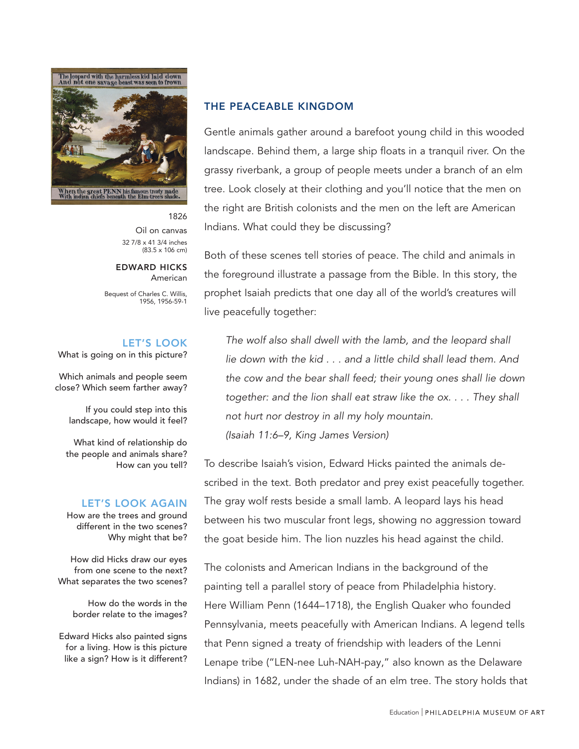1826

Oil on canvas

32 7/8 x 41 3/4 inches (83.5 x 106 cm)

**EDWARD HICKS**

American

Bequest of Charles C. Willis, 1956, 1956-59-1

### LET'S LOOK

What is going on in this picture?

Which animals and people seem close? Which seem farther away?

If you could step into this landscape, how would it feel?

What kind of relationship do the people and animals share? How can you tell?

### LET'S LOOK AGAIN

How are the trees and ground different in the two scenes? Why might that be?

How did Hicks draw our eyes from one scene to the next? What separates the two scenes?

How do the words in the border relate to the images?

Edward Hicks also painted signs for a living. How is this picture like a sign? How is it different?

## THE PEACEABLE KINGDOM

Gentle animals gather around a barefoot young child in this wooded landscape. Behind them, a large ship floats in a tranquil river. On the grassy riverbank, a group of people meets under a branch of an elm tree. Look closely at their clothing and you'll notice that the men on the right are British colonists and the men on the left are American Indians. What could they be discussing?

Both of these scenes tell stories of peace. The child and animals in the foreground illustrate a passage from the Bible. In this story, the prophet Isaiah predicts that one day all of the world's creatures will live peacefully together:

> *The wolf also shall dwell with the lamb, and the leopard shall lie down with the kid . . . and a little child shall lead them. And the cow and the bear shall feed; their young ones shall lie down together: and the lion shall eat straw like the ox. . . . They shall not hurt nor destroy in all my holy mountain.*
> *(Isaiah 11:6–9, King James Version)*

To describe Isaiah's vision, Edward Hicks painted the animals described in the text. Both predator and prey exist peacefully together. The gray wolf rests beside a small lamb. A leopard lays his head between his two muscular front legs, showing no aggression toward the goat beside him. The lion nuzzles his head against the child.

The colonists and American Indians in the background of the painting tell a parallel story of peace from Philadelphia history. Here William Penn (1644–1718), the English Quaker who founded Pennsylvania, meets peacefully with American Indians. A legend tells that Penn signed a treaty of friendship with leaders of the Lenni Lenape tribe ("LEN-nee Luh-NAH-pay," also known as the Delaware Indians) in 1682, under the shade of an elm tree. The story holds that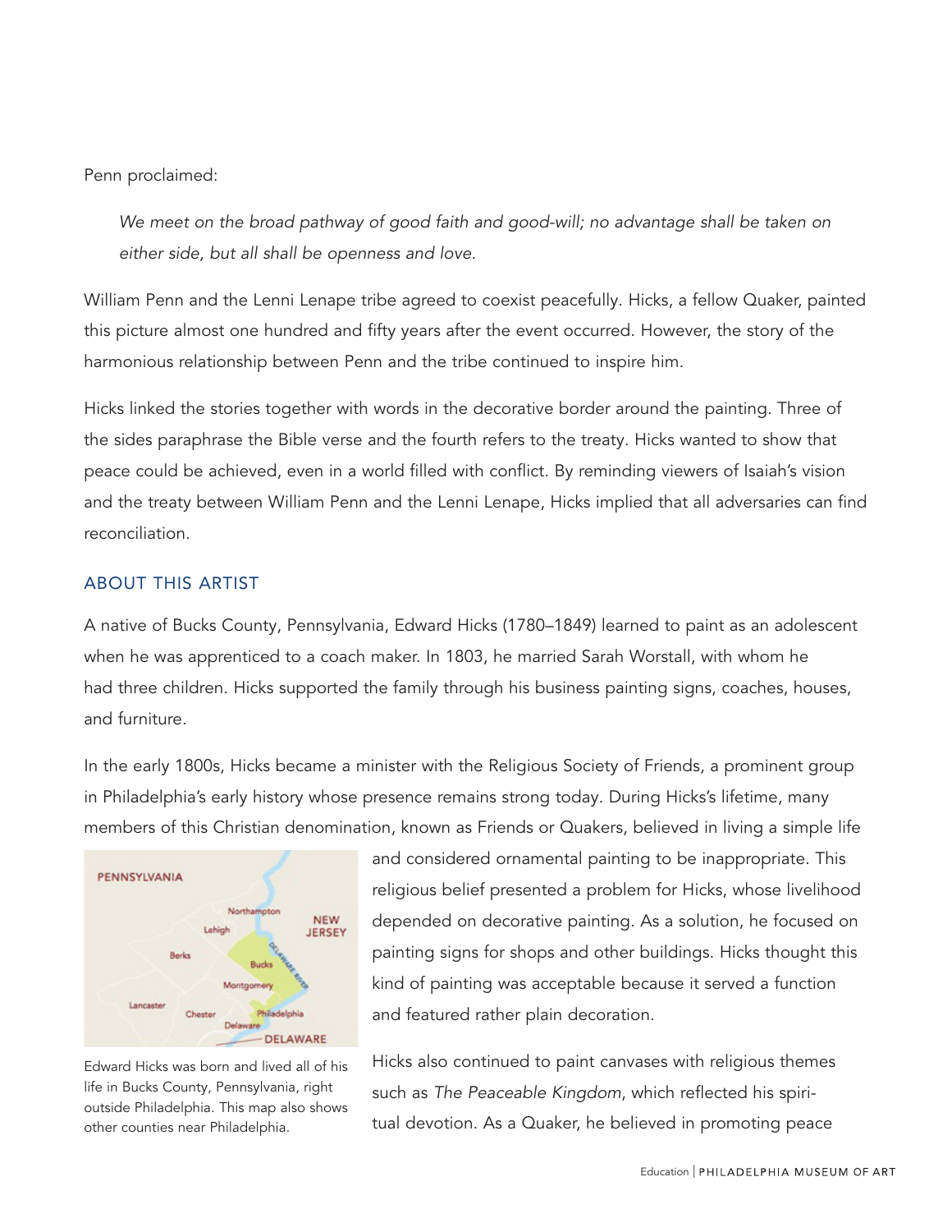Penn proclaimed:

> *We meet on the broad pathway of good faith and good-will; no advantage shall be taken on either side, but all shall be openness and love.*

William Penn and the Lenni Lenape tribe agreed to coexist peacefully. Hicks, a fellow Quaker, painted this picture almost one hundred and fifty years after the event occurred. However, the story of the harmonious relationship between Penn and the tribe continued to inspire him.

Hicks linked the stories together with words in the decorative border around the painting. Three of the sides paraphrase the Bible verse and the fourth refers to the treaty. Hicks wanted to show that peace could be achieved, even in a world filled with conflict. By reminding viewers of Isaiah's vision and the treaty between William Penn and the Lenni Lenape, Hicks implied that all adversaries can find reconciliation.

## ABOUT THIS ARTIST

A native of Bucks County, Pennsylvania, Edward Hicks (1780–1849) learned to paint as an adolescent when he was apprenticed to a coach maker. In 1803, he married Sarah Worstall, with whom he had three children. Hicks supported the family through his business painting signs, coaches, houses, and furniture.

In the early 1800s, Hicks became a minister with the Religious Society of Friends, a prominent group in Philadelphia's early history whose presence remains strong today. During Hicks's lifetime, many members of this Christian denomination, known as Friends or Quakers, believed in living a simple life and considered ornamental painting to be inappropriate. This religious belief presented a problem for Hicks, whose livelihood depended on decorative painting. As a solution, he focused on painting signs for shops and other buildings. Hicks thought this kind of painting was acceptable because it served a function and featured rather plain decoration.

Edward Hicks was born and lived all of his life in Bucks County, Pennsylvania, right outside Philadelphia. This map also shows other counties near Philadelphia.

Hicks also continued to paint canvases with religious themes such as *The Peaceable Kingdom*, which reflected his spiritual devotion. As a Quaker, he believed in promoting peace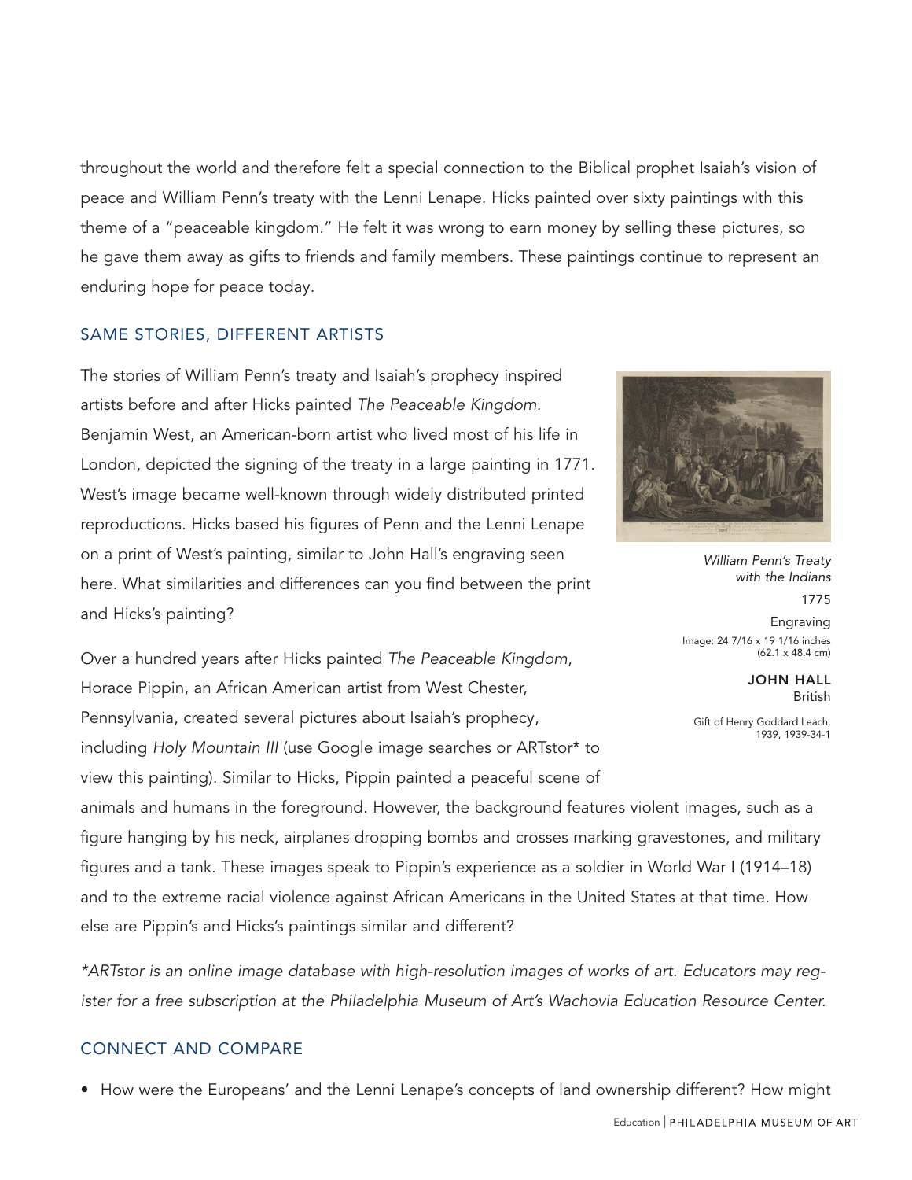throughout the world and therefore felt a special connection to the Biblical prophet Isaiah's vision of peace and William Penn's treaty with the Lenni Lenape. Hicks painted over sixty paintings with this theme of a "peaceable kingdom." He felt it was wrong to earn money by selling these pictures, so he gave them away as gifts to friends and family members. These paintings continue to represent an enduring hope for peace today.

## SAME STORIES, DIFFERENT ARTISTS

The stories of William Penn's treaty and Isaiah's prophecy inspired artists before and after Hicks painted *The Peaceable Kingdom*. Benjamin West, an American-born artist who lived most of his life in London, depicted the signing of the treaty in a large painting in 1771. West's image became well-known through widely distributed printed reproductions. Hicks based his figures of Penn and the Lenni Lenape on a print of West's painting, similar to John Hall's engraving seen here. What similarities and differences can you find between the print and Hicks's painting?

*William Penn's Treaty with the Indians*
1775
Engraving
Image: 24 7/16 x 19 1/16 inches (62.1 x 48.4 cm)

**JOHN HALL**
British

Gift of Henry Goddard Leach, 1939, 1939-34-1

Over a hundred years after Hicks painted *The Peaceable Kingdom*, Horace Pippin, an African American artist from West Chester, Pennsylvania, created several pictures about Isaiah's prophecy, including *Holy Mountain III* (use Google image searches or ARTstor* to view this painting). Similar to Hicks, Pippin painted a peaceful scene of animals and humans in the foreground. However, the background features violent images, such as a figure hanging by his neck, airplanes dropping bombs and crosses marking gravestones, and military figures and a tank. These images speak to Pippin's experience as a soldier in World War I (1914–18) and to the extreme racial violence against African Americans in the United States at that time. How else are Pippin's and Hicks's paintings similar and different?

*\*ARTstor is an online image database with high-resolution images of works of art. Educators may register for a free subscription at the Philadelphia Museum of Art's Wachovia Education Resource Center.*

## CONNECT AND COMPARE

- How were the Europeans' and the Lenni Lenape's concepts of land ownership different? How might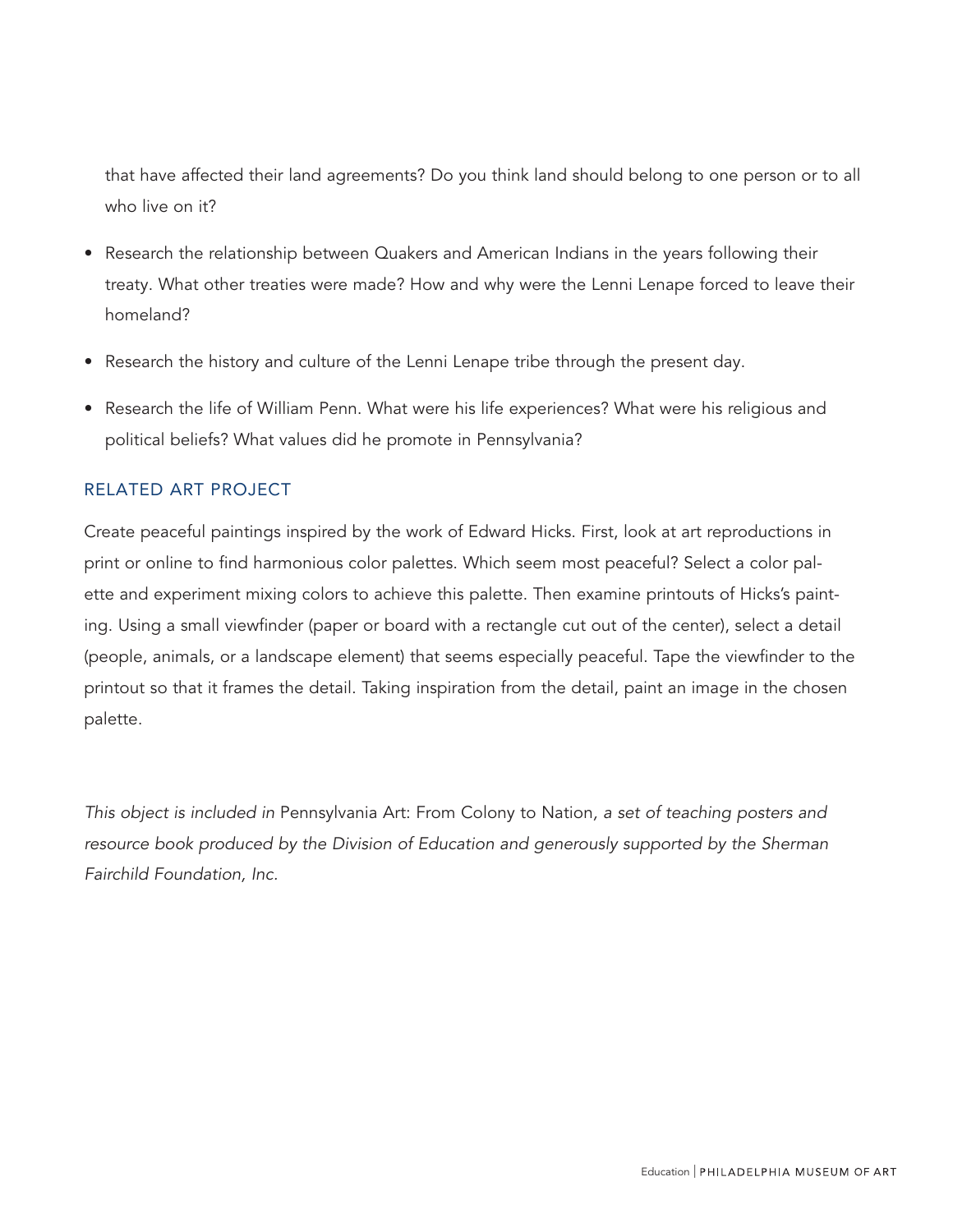that have affected their land agreements? Do you think land should belong to one person or to all who live on it?

- Research the relationship between Quakers and American Indians in the years following their treaty. What other treaties were made? How and why were the Lenni Lenape forced to leave their homeland?
- Research the history and culture of the Lenni Lenape tribe through the present day.
- Research the life of William Penn. What were his life experiences? What were his religious and political beliefs? What values did he promote in Pennsylvania?

## RELATED ART PROJECT

Create peaceful paintings inspired by the work of Edward Hicks. First, look at art reproductions in print or online to find harmonious color palettes. Which seem most peaceful? Select a color palette and experiment mixing colors to achieve this palette. Then examine printouts of Hicks's painting. Using a small viewfinder (paper or board with a rectangle cut out of the center), select a detail (people, animals, or a landscape element) that seems especially peaceful. Tape the viewfinder to the printout so that it frames the detail. Taking inspiration from the detail, paint an image in the chosen palette.

*This object is included in* Pennsylvania Art: From Colony to Nation, *a set of teaching posters and resource book produced by the Division of Education and generously supported by the Sherman Fairchild Foundation, Inc.*